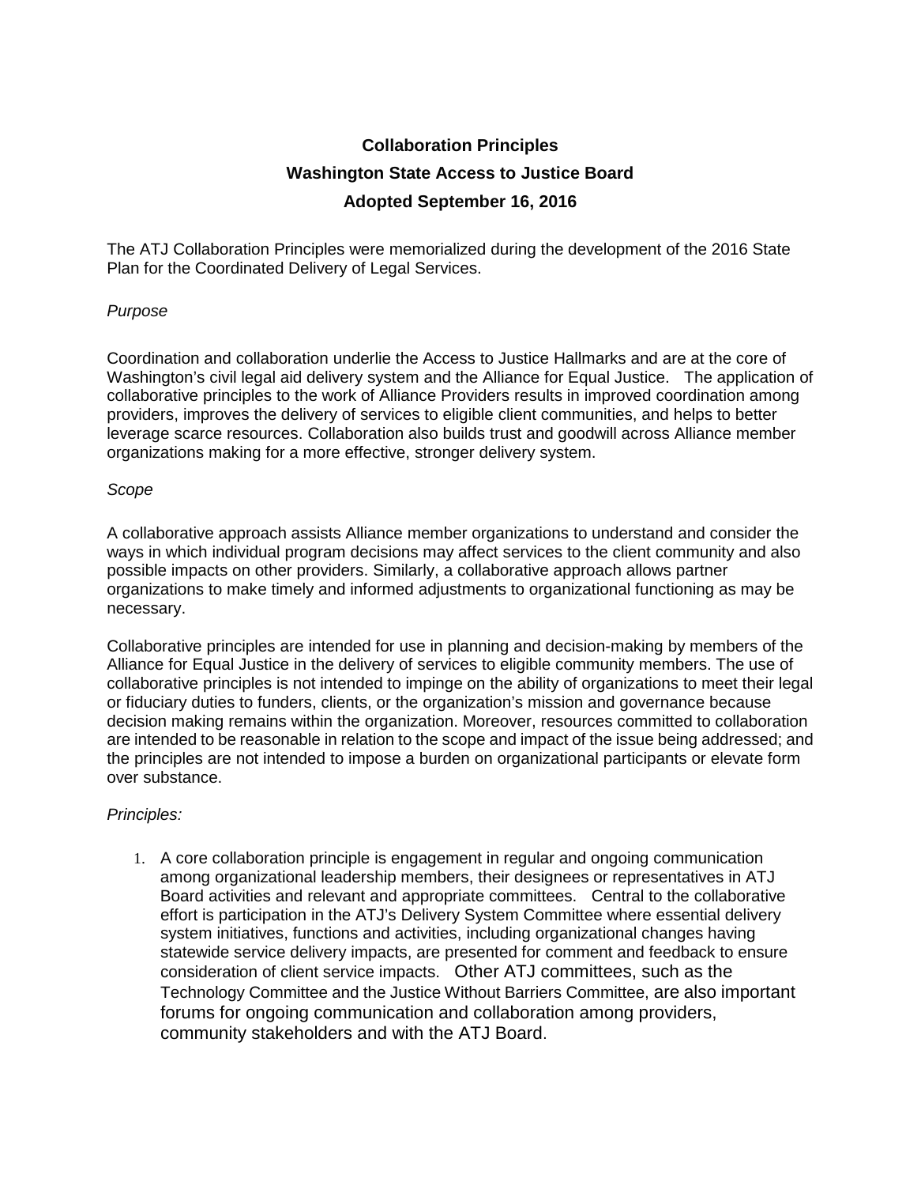# Collaboration Principles

## Washington State Access to Justice Board

## Adopted September 16, 2016

The ATJ Collaboration Principles were memorialized during the development of the 2016 State Plan for the Coordinated Delivery of Legal Services.

*Purpose*

Coordination and collaboration underlie the Access to Justice Hallmarks and are at the core of Washington's civil legal aid delivery system and the Alliance for Equal Justice. The application of collaborative principles to the work of Alliance Providers results in improved coordination among providers, improves the delivery of services to eligible client communities, and helps to better leverage scarce resources. Collaboration also builds trust and goodwill across Alliance member organizations making for a more effective, stronger delivery system.

*Scope*

A collaborative approach assists Alliance member organizations to understand and consider the ways in which individual program decisions may affect services to the client community and also possible impacts on other providers. Similarly, a collaborative approach allows partner organizations to make timely and informed adjustments to organizational functioning as may be necessary.

Collaborative principles are intended for use in planning and decision-making by members of the Alliance for Equal Justice in the delivery of services to eligible community members. The use of collaborative principles is not intended to impinge on the ability of organizations to meet their legal or fiduciary duties to funders, clients, or the organization's mission and governance because decision making remains within the organization. Moreover, resources committed to collaboration are intended to be reasonable in relation to the scope and impact of the issue being addressed; and the principles are not intended to impose a burden on organizational participants or elevate form over substance.

*Principles:*

1. A core collaboration principle is engagement in regular and ongoing communication among organizational leadership members, their designees or representatives in ATJ Board activities and relevant and appropriate committees. Central to the collaborative effort is participation in the ATJ's Delivery System Committee where essential delivery system initiatives, functions and activities, including organizational changes having statewide service delivery impacts, are presented for comment and feedback to ensure consideration of client service impacts. Other ATJ committees, such as the Technology Committee and the Justice Without Barriers Committee, are also important forums for ongoing communication and collaboration among providers, community stakeholders and with the ATJ Board.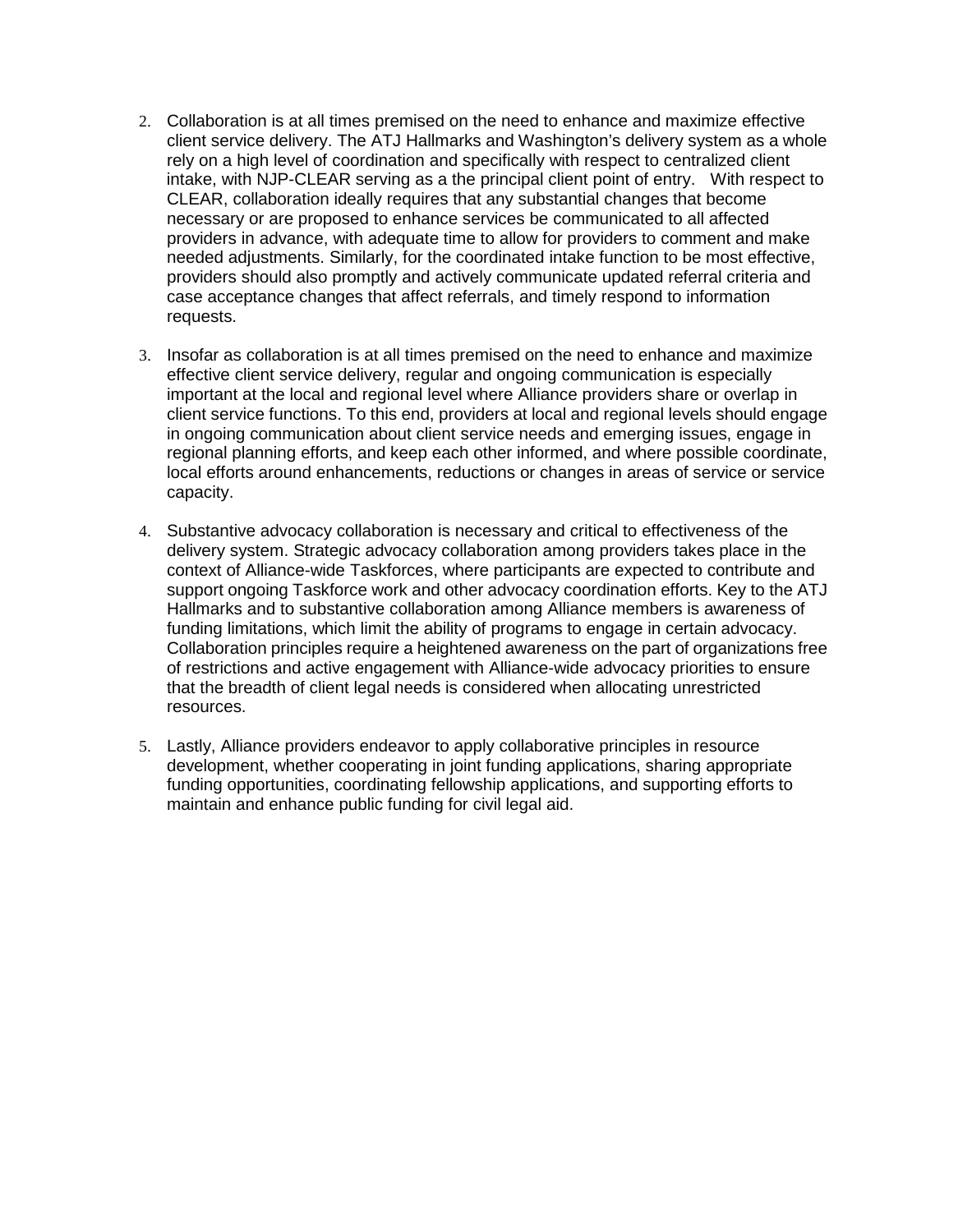2. Collaboration is at all times premised on the need to enhance and maximize effective client service delivery. The ATJ Hallmarks and Washington's delivery system as a whole rely on a high level of coordination and specifically with respect to centralized client intake, with NJP-CLEAR serving as a the principal client point of entry. With respect to CLEAR, collaboration ideally requires that any substantial changes that become necessary or are proposed to enhance services be communicated to all affected providers in advance, with adequate time to allow for providers to comment and make needed adjustments. Similarly, for the coordinated intake function to be most effective, providers should also promptly and actively communicate updated referral criteria and case acceptance changes that affect referrals, and timely respond to information requests.

3. Insofar as collaboration is at all times premised on the need to enhance and maximize effective client service delivery, regular and ongoing communication is especially important at the local and regional level where Alliance providers share or overlap in client service functions. To this end, providers at local and regional levels should engage in ongoing communication about client service needs and emerging issues, engage in regional planning efforts, and keep each other informed, and where possible coordinate, local efforts around enhancements, reductions or changes in areas of service or service capacity.

4. Substantive advocacy collaboration is necessary and critical to effectiveness of the delivery system. Strategic advocacy collaboration among providers takes place in the context of Alliance-wide Taskforces, where participants are expected to contribute and support ongoing Taskforce work and other advocacy coordination efforts. Key to the ATJ Hallmarks and to substantive collaboration among Alliance members is awareness of funding limitations, which limit the ability of programs to engage in certain advocacy. Collaboration principles require a heightened awareness on the part of organizations free of restrictions and active engagement with Alliance-wide advocacy priorities to ensure that the breadth of client legal needs is considered when allocating unrestricted resources.

5. Lastly, Alliance providers endeavor to apply collaborative principles in resource development, whether cooperating in joint funding applications, sharing appropriate funding opportunities, coordinating fellowship applications, and supporting efforts to maintain and enhance public funding for civil legal aid.